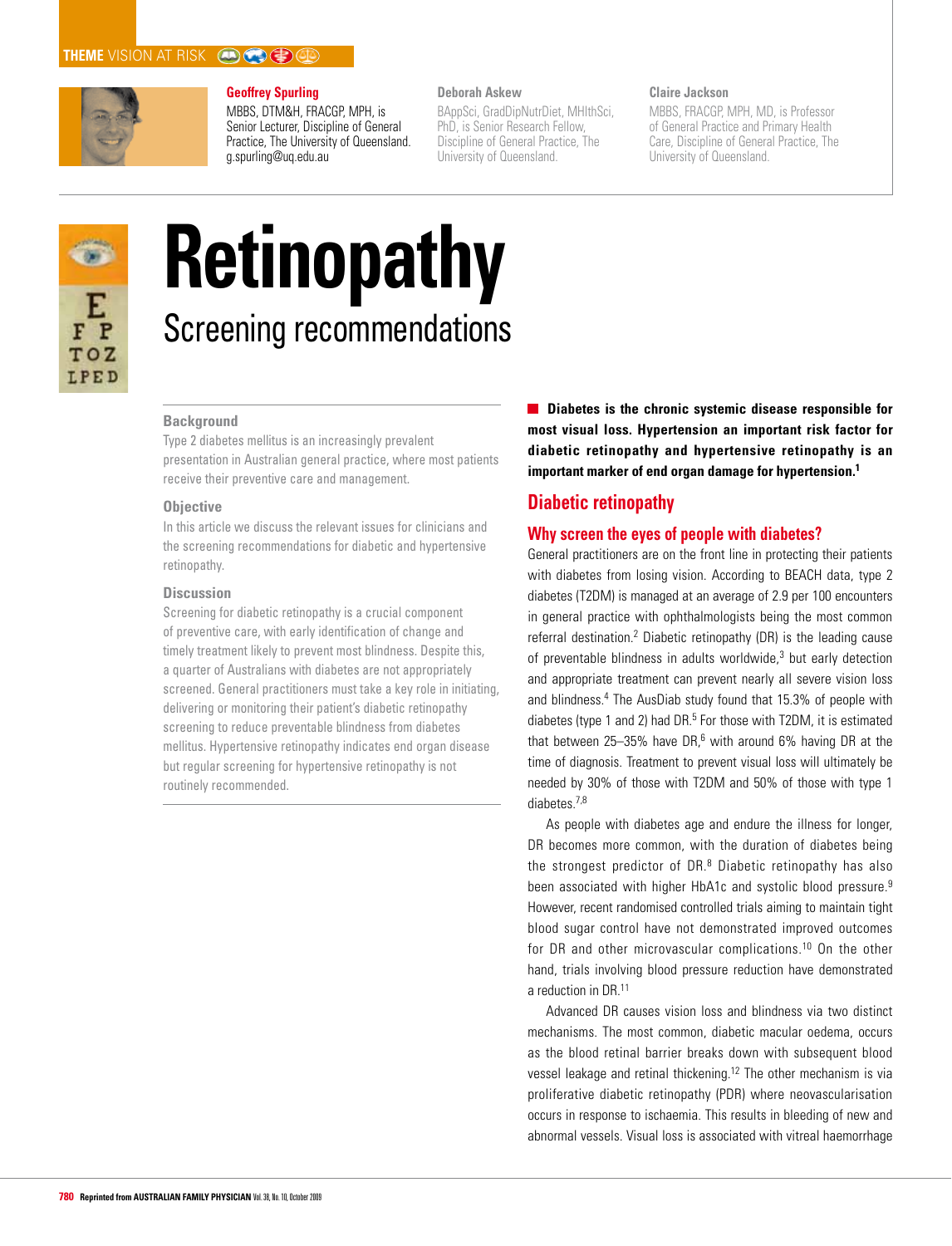THEME VISION AT RISK

**Geoffrey Spurling**
MBBS, DTM&H, FRACGP, MPH, is Senior Lecturer, Discipline of General Practice, The University of Queensland. g.spurling@uq.edu.au

**Deborah Askew**
BAppSci, GradDipNutrDiet, MHlthSci, PhD, is Senior Research Fellow, Discipline of General Practice, The University of Queensland.

**Claire Jackson**
MBBS, FRACGP, MPH, MD, is Professor of General Practice and Primary Health Care, Discipline of General Practice, The University of Queensland.

# Retinopathy

## Screening recommendations

### Background

Type 2 diabetes mellitus is an increasingly prevalent presentation in Australian general practice, where most patients receive their preventive care and management.

### Objective

In this article we discuss the relevant issues for clinicians and the screening recommendations for diabetic and hypertensive retinopathy.

### Discussion

Screening for diabetic retinopathy is a crucial component of preventive care, with early identification of change and timely treatment likely to prevent most blindness. Despite this, a quarter of Australians with diabetes are not appropriately screened. General practitioners must take a key role in initiating, delivering or monitoring their patient's diabetic retinopathy screening to reduce preventable blindness from diabetes mellitus. Hypertensive retinopathy indicates end organ disease but regular screening for hypertensive retinopathy is not routinely recommended.

**Diabetes is the chronic systemic disease responsible for most visual loss. Hypertension an important risk factor for diabetic retinopathy and hypertensive retinopathy is an important marker of end organ damage for hypertension.[1]**

## Diabetic retinopathy

### Why screen the eyes of people with diabetes?

General practitioners are on the front line in protecting their patients with diabetes from losing vision. According to BEACH data, type 2 diabetes (T2DM) is managed at an average of 2.9 per 100 encounters in general practice with ophthalmologists being the most common referral destination.[2] Diabetic retinopathy (DR) is the leading cause of preventable blindness in adults worldwide,[3] but early detection and appropriate treatment can prevent nearly all severe vision loss and blindness.[4] The AusDiab study found that 15.3% of people with diabetes (type 1 and 2) had DR.[5] For those with T2DM, it is estimated that between 25–35% have DR,[6] with around 6% having DR at the time of diagnosis. Treatment to prevent visual loss will ultimately be needed by 30% of those with T2DM and 50% of those with type 1 diabetes.[7,8]

As people with diabetes age and endure the illness for longer, DR becomes more common, with the duration of diabetes being the strongest predictor of DR.[8] Diabetic retinopathy has also been associated with higher HbA1c and systolic blood pressure.[9] However, recent randomised controlled trials aiming to maintain tight blood sugar control have not demonstrated improved outcomes for DR and other microvascular complications.[10] On the other hand, trials involving blood pressure reduction have demonstrated a reduction in DR.[11]

Advanced DR causes vision loss and blindness via two distinct mechanisms. The most common, diabetic macular oedema, occurs as the blood retinal barrier breaks down with subsequent blood vessel leakage and retinal thickening.[12] The other mechanism is via proliferative diabetic retinopathy (PDR) where neovascularisation occurs in response to ischaemia. This results in bleeding of new and abnormal vessels. Visual loss is associated with vitreal haemorrhage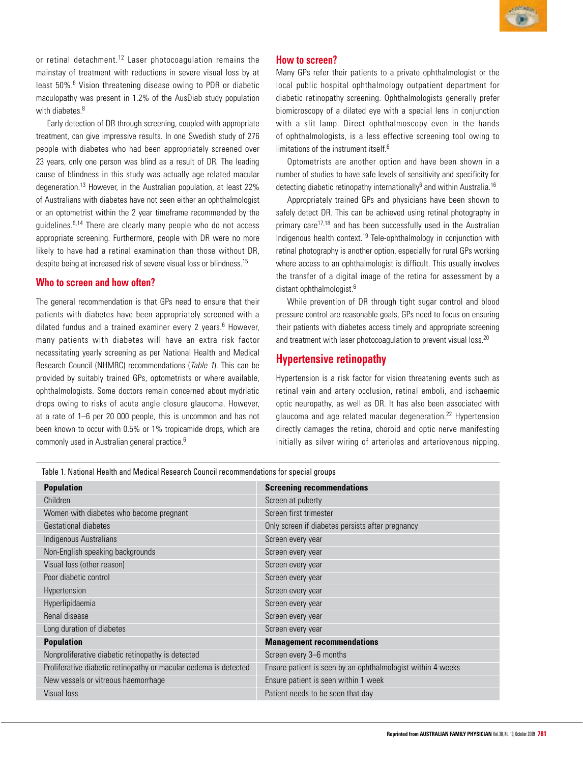or retinal detachment.[12] Laser photocoagulation remains the mainstay of treatment with reductions in severe visual loss by at least 50%.[6] Vision threatening disease owing to PDR or diabetic maculopathy was present in 1.2% of the AusDiab study population with diabetes.[8]

Early detection of DR through screening, coupled with appropriate treatment, can give impressive results. In one Swedish study of 276 people with diabetes who had been appropriately screened over 23 years, only one person was blind as a result of DR. The leading cause of blindness in this study was actually age related macular degeneration.[13] However, in the Australian population, at least 22% of Australians with diabetes have not seen either an ophthalmologist or an optometrist within the 2 year timeframe recommended by the guidelines.[6,14] There are clearly many people who do not access appropriate screening. Furthermore, people with DR were no more likely to have had a retinal examination than those without DR, despite being at increased risk of severe visual loss or blindness.[15]

## Who to screen and how often?

The general recommendation is that GPs need to ensure that their patients with diabetes have been appropriately screened with a dilated fundus and a trained examiner every 2 years.[6] However, many patients with diabetes will have an extra risk factor necessitating yearly screening as per National Health and Medical Research Council (NHMRC) recommendations (*Table 1*). This can be provided by suitably trained GPs, optometrists or where available, ophthalmologists. Some doctors remain concerned about mydriatic drops owing to risks of acute angle closure glaucoma. However, at a rate of 1–6 per 20 000 people, this is uncommon and has not been known to occur with 0.5% or 1% tropicamide drops, which are commonly used in Australian general practice.[6]

## How to screen?

Many GPs refer their patients to a private ophthalmologist or the local public hospital ophthalmology outpatient department for diabetic retinopathy screening. Ophthalmologists generally prefer biomicroscopy of a dilated eye with a special lens in conjunction with a slit lamp. Direct ophthalmoscopy even in the hands of ophthalmologists, is a less effective screening tool owing to limitations of the instrument itself.[6]

Optometrists are another option and have been shown in a number of studies to have safe levels of sensitivity and specificity for detecting diabetic retinopathy internationally[6] and within Australia.[16]

Appropriately trained GPs and physicians have been shown to safely detect DR. This can be achieved using retinal photography in primary care[17,18] and has been successfully used in the Australian Indigenous health context.[19] Tele-ophthalmology in conjunction with retinal photography is another option, especially for rural GPs working where access to an ophthalmologist is difficult. This usually involves the transfer of a digital image of the retina for assessment by a distant ophthalmologist.[6]

While prevention of DR through tight sugar control and blood pressure control are reasonable goals, GPs need to focus on ensuring their patients with diabetes access timely and appropriate screening and treatment with laser photocoagulation to prevent visual loss.[20]

## Hypertensive retinopathy

Hypertension is a risk factor for vision threatening events such as retinal vein and artery occlusion, retinal emboli, and ischaemic optic neuropathy, as well as DR. It has also been associated with glaucoma and age related macular degeneration.[22] Hypertension directly damages the retina, choroid and optic nerve manifesting initially as silver wiring of arterioles and arteriovenous nipping.

Table 1. National Health and Medical Research Council recommendations for special groups

| **Population** | **Screening recommendations** |
|---|---|
| Children | Screen at puberty |
| Women with diabetes who become pregnant | Screen first trimester |
| Gestational diabetes | Only screen if diabetes persists after pregnancy |
| Indigenous Australians | Screen every year |
| Non-English speaking backgrounds | Screen every year |
| Visual loss (other reason) | Screen every year |
| Poor diabetic control | Screen every year |
| Hypertension | Screen every year |
| Hyperlipidaemia | Screen every year |
| Renal disease | Screen every year |
| Long duration of diabetes | Screen every year |
| **Population** | **Management recommendations** |
| Nonproliferative diabetic retinopathy is detected | Screen every 3–6 months |
| Proliferative diabetic retinopathy or macular oedema is detected | Ensure patient is seen by an ophthalmologist within 4 weeks |
| New vessels or vitreous haemorrhage | Ensure patient is seen within 1 week |
| Visual loss | Patient needs to be seen that day |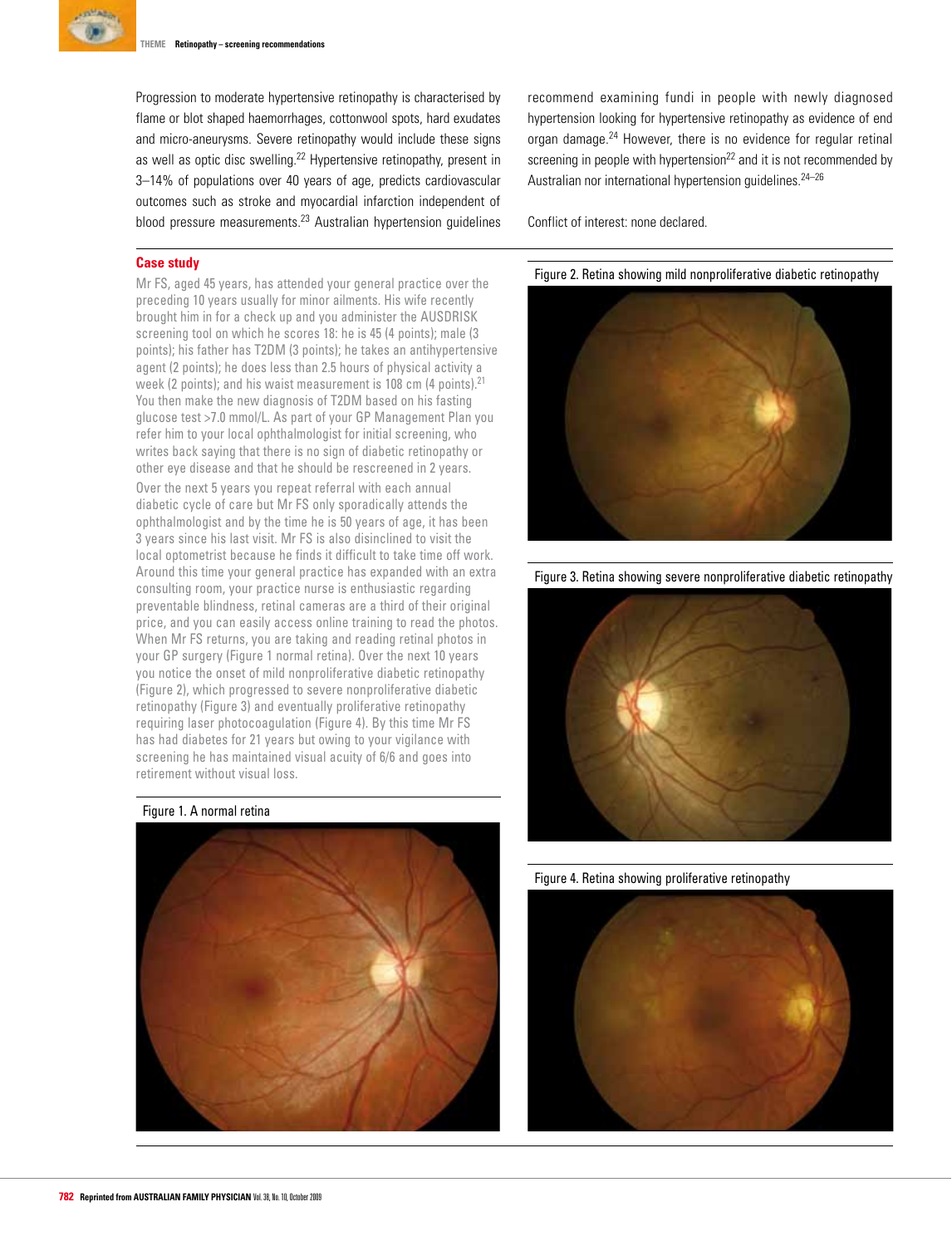Progression to moderate hypertensive retinopathy is characterised by flame or blot shaped haemorrhages, cottonwool spots, hard exudates and micro-aneurysms. Severe retinopathy would include these signs as well as optic disc swelling.[22] Hypertensive retinopathy, present in 3–14% of populations over 40 years of age, predicts cardiovascular outcomes such as stroke and myocardial infarction independent of blood pressure measurements.[23] Australian hypertension guidelines recommend examining fundi in people with newly diagnosed hypertension looking for hypertensive retinopathy as evidence of end organ damage.[24] However, there is no evidence for regular retinal screening in people with hypertension[22] and it is not recommended by Australian nor international hypertension guidelines.[24–26]

Conflict of interest: none declared.

## Case study

Mr FS, aged 45 years, has attended your general practice over the preceding 10 years usually for minor ailments. His wife recently brought him in for a check up and you administer the AUSDRISK screening tool on which he scores 18: he is 45 (4 points); male (3 points); his father has T2DM (3 points); he takes an antihypertensive agent (2 points); he does less than 2.5 hours of physical activity a week (2 points); and his waist measurement is 108 cm (4 points).[21] You then make the new diagnosis of T2DM based on his fasting glucose test >7.0 mmol/L. As part of your GP Management Plan you refer him to your local ophthalmologist for initial screening, who writes back saying that there is no sign of diabetic retinopathy or other eye disease and that he should be rescreened in 2 years.

Over the next 5 years you repeat referral with each annual diabetic cycle of care but Mr FS only sporadically attends the ophthalmologist and by the time he is 50 years of age, it has been 3 years since his last visit. Mr FS is also disinclined to visit the local optometrist because he finds it difficult to take time off work. Around this time your general practice has expanded with an extra consulting room, your practice nurse is enthusiastic regarding preventable blindness, retinal cameras are a third of their original price, and you can easily access online training to read the photos. When Mr FS returns, you are taking and reading retinal photos in your GP surgery (Figure 1 normal retina). Over the next 10 years you notice the onset of mild nonproliferative diabetic retinopathy (Figure 2), which progressed to severe nonproliferative diabetic retinopathy (Figure 3) and eventually proliferative retinopathy requiring laser photocoagulation (Figure 4). By this time Mr FS has had diabetes for 21 years but owing to your vigilance with screening he has maintained visual acuity of 6/6 and goes into retirement without visual loss.

Figure 1. A normal retina

Figure 2. Retina showing mild nonproliferative diabetic retinopathy

Figure 3. Retina showing severe nonproliferative diabetic retinopathy

Figure 4. Retina showing proliferative retinopathy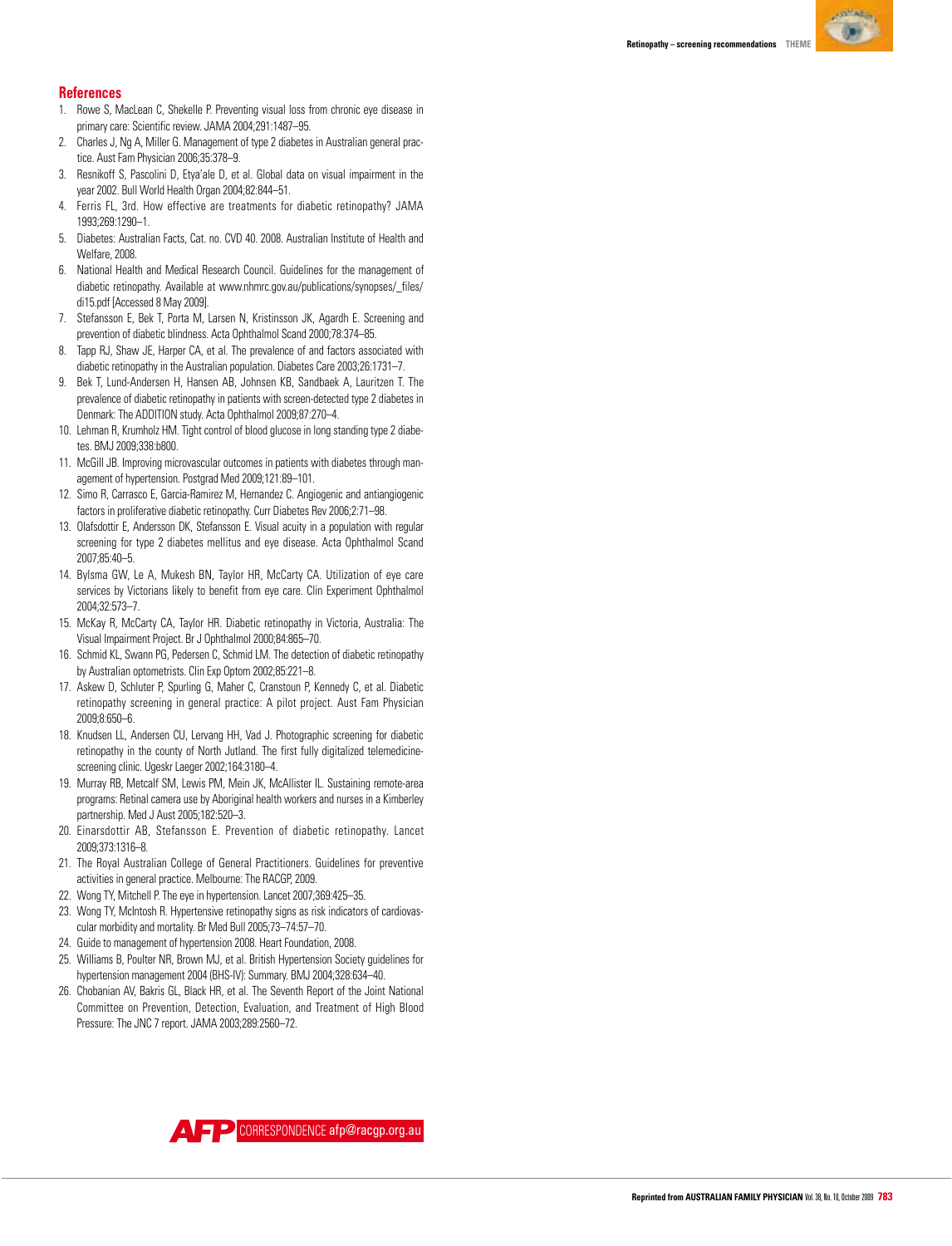## References

1. Rowe S, MacLean C, Shekelle P. Preventing visual loss from chronic eye disease in primary care: Scientific review. JAMA 2004;291:1487–95.
2. Charles J, Ng A, Miller G. Management of type 2 diabetes in Australian general practice. Aust Fam Physician 2006;35:378–9.
3. Resnikoff S, Pascolini D, Etya'ale D, et al. Global data on visual impairment in the year 2002. Bull World Health Organ 2004;82:844–51.
4. Ferris FL, 3rd. How effective are treatments for diabetic retinopathy? JAMA 1993;269:1290–1.
5. Diabetes: Australian Facts, Cat. no. CVD 40. 2008. Australian Institute of Health and Welfare, 2008.
6. National Health and Medical Research Council. Guidelines for the management of diabetic retinopathy. Available at www.nhmrc.gov.au/publications/synopses/_files/di15.pdf [Accessed 8 May 2009].
7. Stefansson E, Bek T, Porta M, Larsen N, Kristinsson JK, Agardh E. Screening and prevention of diabetic blindness. Acta Ophthalmol Scand 2000;78:374–85.
8. Tapp RJ, Shaw JE, Harper CA, et al. The prevalence of and factors associated with diabetic retinopathy in the Australian population. Diabetes Care 2003;26:1731–7.
9. Bek T, Lund-Andersen H, Hansen AB, Johnsen KB, Sandbaek A, Lauritzen T. The prevalence of diabetic retinopathy in patients with screen-detected type 2 diabetes in Denmark: The ADDITION study. Acta Ophthalmol 2009;87:270–4.
10. Lehman R, Krumholz HM. Tight control of blood glucose in long standing type 2 diabetes. BMJ 2009;338:b800.
11. McGill JB. Improving microvascular outcomes in patients with diabetes through management of hypertension. Postgrad Med 2009;121:89–101.
12. Simo R, Carrasco E, Garcia-Ramirez M, Hernandez C. Angiogenic and antiangiogenic factors in proliferative diabetic retinopathy. Curr Diabetes Rev 2006;2:71–98.
13. Olafsdottir E, Andersson DK, Stefansson E. Visual acuity in a population with regular screening for type 2 diabetes mellitus and eye disease. Acta Ophthalmol Scand 2007;85:40–5.
14. Bylsma GW, Le A, Mukesh BN, Taylor HR, McCarty CA. Utilization of eye care services by Victorians likely to benefit from eye care. Clin Experiment Ophthalmol 2004;32:573–7.
15. McKay R, McCarty CA, Taylor HR. Diabetic retinopathy in Victoria, Australia: The Visual Impairment Project. Br J Ophthalmol 2000;84:865–70.
16. Schmid KL, Swann PG, Pedersen C, Schmid LM. The detection of diabetic retinopathy by Australian optometrists. Clin Exp Optom 2002;85:221–8.
17. Askew D, Schluter P, Spurling G, Maher C, Cranstoun P, Kennedy C, et al. Diabetic retinopathy screening in general practice: A pilot project. Aust Fam Physician 2009;8:650–6.
18. Knudsen LL, Andersen CU, Lervang HH, Vad J. Photographic screening for diabetic retinopathy in the county of North Jutland. The first fully digitalized telemedicine-screening clinic. Ugeskr Laeger 2002;164:3180–4.
19. Murray RB, Metcalf SM, Lewis PM, Mein JK, McAllister IL. Sustaining remote-area programs: Retinal camera use by Aboriginal health workers and nurses in a Kimberley partnership. Med J Aust 2005;182:520–3.
20. Einarsdottir AB, Stefansson E. Prevention of diabetic retinopathy. Lancet 2009;373:1316–8.
21. The Royal Australian College of General Practitioners. Guidelines for preventive activities in general practice. Melbourne: The RACGP, 2009.
22. Wong TY, Mitchell P. The eye in hypertension. Lancet 2007;369:425–35.
23. Wong TY, McIntosh R. Hypertensive retinopathy signs as risk indicators of cardiovascular morbidity and mortality. Br Med Bull 2005;73–74:57–70.
24. Guide to management of hypertension 2008. Heart Foundation, 2008.
25. Williams B, Poulter NR, Brown MJ, et al. British Hypertension Society guidelines for hypertension management 2004 (BHS-IV): Summary. BMJ 2004;328:634–40.
26. Chobanian AV, Bakris GL, Black HR, et al. The Seventh Report of the Joint National Committee on Prevention, Detection, Evaluation, and Treatment of High Blood Pressure: The JNC 7 report. JAMA 2003;289:2560–72.

AFP CORRESPONDENCE afp@racgp.org.au